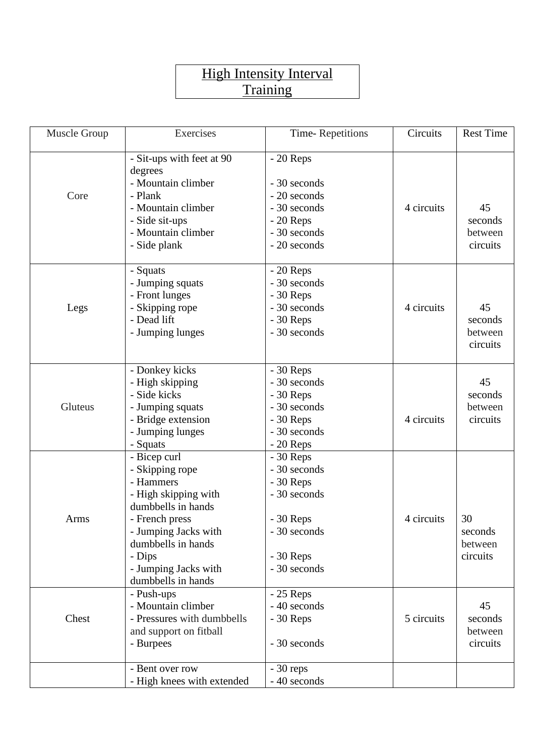# High Intensity Interval Training

| Muscle Group | Exercises | Time- Repetitions | Circuits | Rest Time |
|---|---|---|---|---|
| Core | - Sit-ups with feet at 90 degrees<br>- Mountain climber<br>- Plank<br>- Mountain climber<br>- Side sit-ups<br>- Mountain climber<br>- Side plank | - 20 Reps<br>- 30 seconds<br>- 20 seconds<br>- 30 seconds<br>- 20 Reps<br>- 30 seconds<br>- 20 seconds | 4 circuits | 45 seconds between circuits |
| Legs | - Squats<br>- Jumping squats<br>- Front lunges<br>- Skipping rope<br>- Dead lift<br>- Jumping lunges | - 20 Reps<br>- 30 seconds<br>- 30 Reps<br>- 30 seconds<br>- 30 Reps<br>- 30 seconds | 4 circuits | 45 seconds between circuits |
| Gluteus | - Donkey kicks<br>- High skipping<br>- Side kicks<br>- Jumping squats<br>- Bridge extension<br>- Jumping lunges<br>- Squats | - 30 Reps<br>- 30 seconds<br>- 30 Reps<br>- 30 seconds<br>- 30 Reps<br>- 30 seconds<br>- 20 Reps | 4 circuits | 45 seconds between circuits |
| Arms | - Bicep curl<br>- Skipping rope<br>- Hammers<br>- High skipping with dumbbells in hands<br>- French press<br>- Jumping Jacks with dumbbells in hands<br>- Dips<br>- Jumping Jacks with dumbbells in hands | - 30 Reps<br>- 30 seconds<br>- 30 Reps<br>- 30 seconds<br>- 30 Reps<br>- 30 seconds<br>- 30 Reps<br>- 30 seconds | 4 circuits | 30 seconds between circuits |
| Chest | - Push-ups<br>- Mountain climber<br>- Pressures with dumbbells and support on fitball<br>- Burpees | - 25 Reps<br>- 40 seconds<br>- 30 Reps<br>- 30 seconds | 5 circuits | 45 seconds between circuits |
| | - Bent over row<br>- High knees with extended | - 30 reps<br>- 40 seconds | | |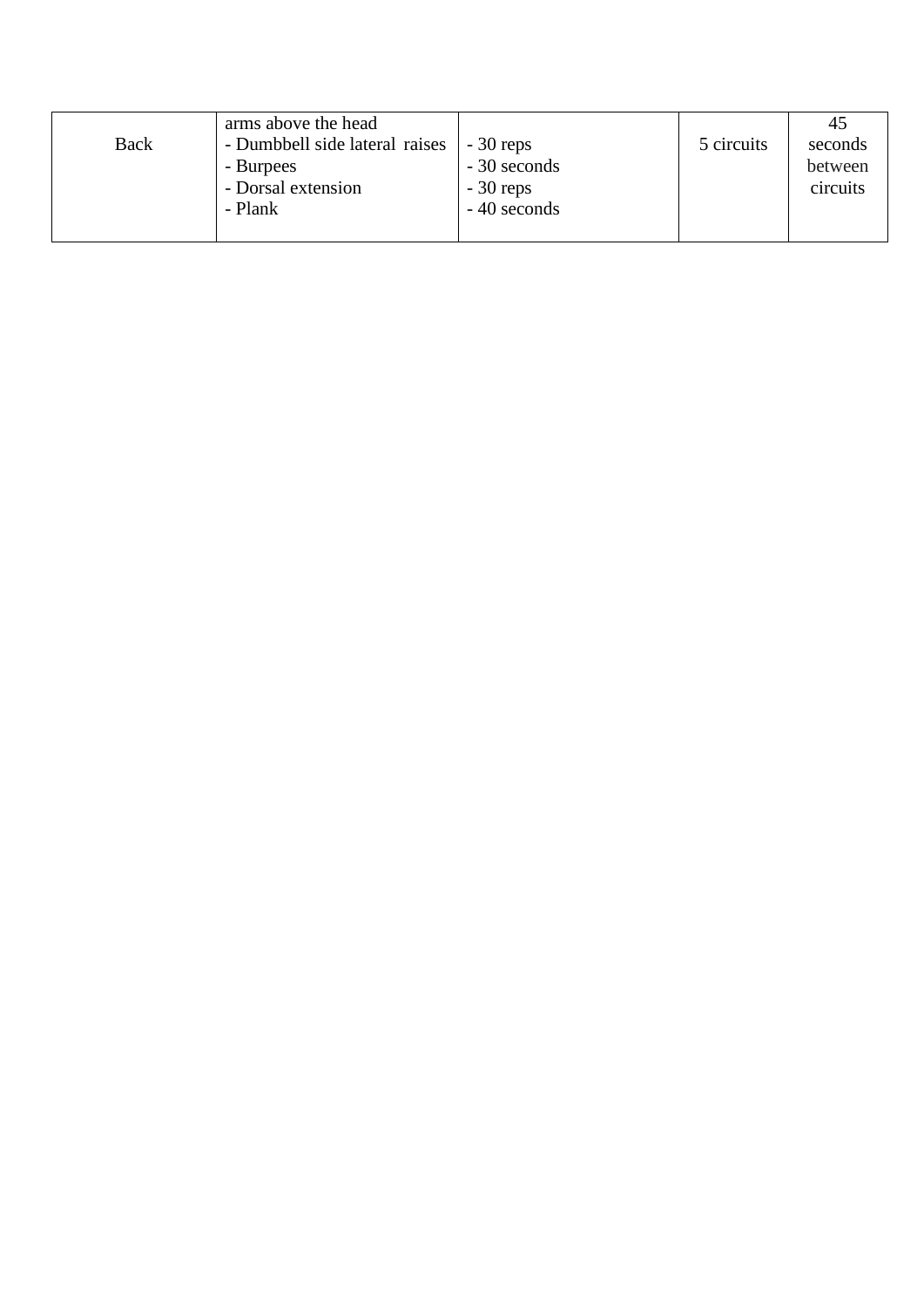| | | | | |
|---|---|---|---|---|
| Back | arms above the head<br>- Dumbbell side lateral raises<br>- Burpees<br>- Dorsal extension<br>- Plank | - 30 reps<br>- 30 seconds<br>- 30 reps<br>- 40 seconds | 5 circuits | 45 seconds between circuits |